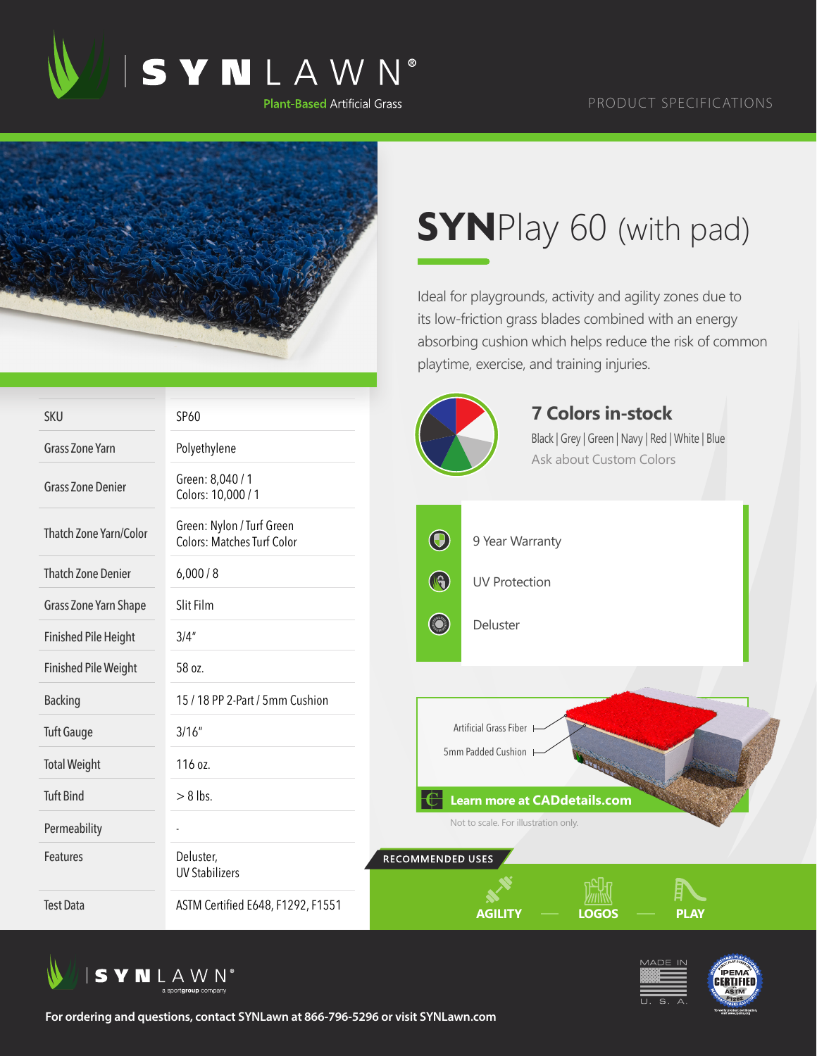SYNLAWN®

Plant-Based Artificial Grass

PRODUCT SPECIFICATIONS

# SYNPlay 60 (with pad)

Ideal for playgrounds, activity and agility zones due to its low-friction grass blades combined with an energy absorbing cushion which helps reduce the risk of common playtime, exercise, and training injuries.

| SKU | SP60 |
|---|---|
| Grass Zone Yarn | Polyethylene |
| Grass Zone Denier | Green: 8,040 / 1<br>Colors: 10,000 / 1 |
| Thatch Zone Yarn/Color | Green: Nylon / Turf Green<br>Colors: Matches Turf Color |
| Thatch Zone Denier | 6,000 / 8 |
| Grass Zone Yarn Shape | Slit Film |
| Finished Pile Height | 3/4" |
| Finished Pile Weight | 58 oz. |
| Backing | 15 / 18 PP 2-Part / 5mm Cushion |
| Tuft Gauge | 3/16" |
| Total Weight | 116 oz. |
| Tuft Bind | > 8 lbs. |
| Permeability | - |
| Features | Deluster,<br>UV Stabilizers |
| Test Data | ASTM Certified E648, F1292, F1551 |

## 7 Colors in-stock

Black | Grey | Green | Navy | Red | White | Blue

Ask about Custom Colors

- 9 Year Warranty
- UV Protection
- Deluster

Artificial Grass Fiber

5mm Padded Cushion

**Learn more at CADdetails.com**

Not to scale. For illustration only.

RECOMMENDED USES

**AGILITY** — **LOGOS** — **PLAY**

SYNLAWN® a sportgroup company

MADE IN U. S. A.

IPEMA CERTIFIED ASTM F1292

**For ordering and questions, contact SYNLawn at 866-796-5296 or visit SYNLawn.com**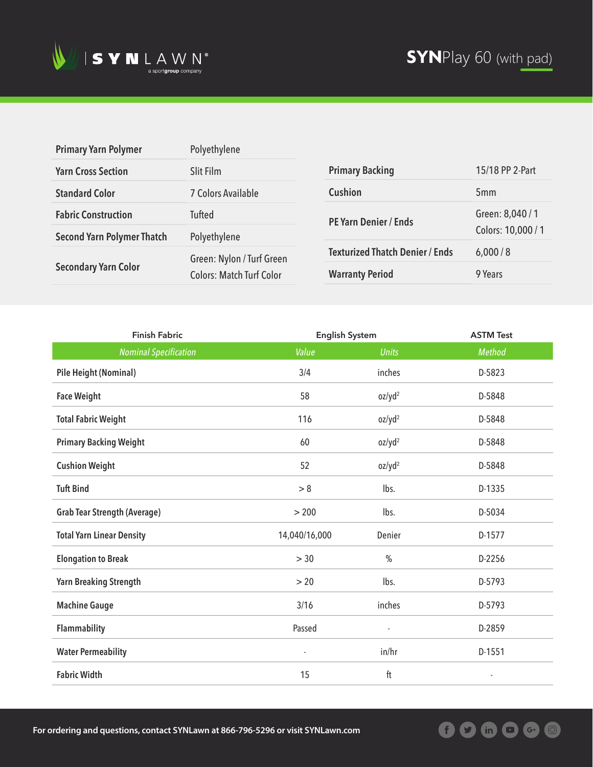SYNLAWN® a sportgroup company

# SYNPlay 60 (with pad)

| | |
|---|---|
| Primary Yarn Polymer | Polyethylene |
| Yarn Cross Section | Slit Film |
| Standard Color | 7 Colors Available |
| Fabric Construction | Tufted |
| Second Yarn Polymer Thatch | Polyethylene |
| Secondary Yarn Color | Green: Nylon / Turf Green<br>Colors: Match Turf Color |

| | |
|---|---|
| Primary Backing | 15/18 PP 2-Part |
| Cushion | 5mm |
| PE Yarn Denier / Ends | Green: 8,040 / 1<br>Colors: 10,000 / 1 |
| Texturized Thatch Denier / Ends | 6,000 / 8 |
| Warranty Period | 9 Years |

| Finish Fabric | English System | | ASTM Test |
|---|---|---|---|
| *Nominal Specification* | *Value* | *Units* | *Method* |
| Pile Height (Nominal) | 3/4 | inches | D-5823 |
| Face Weight | 58 | oz/yd² | D-5848 |
| Total Fabric Weight | 116 | oz/yd² | D-5848 |
| Primary Backing Weight | 60 | oz/yd² | D-5848 |
| Cushion Weight | 52 | oz/yd² | D-5848 |
| Tuft Bind | > 8 | lbs. | D-1335 |
| Grab Tear Strength (Average) | > 200 | lbs. | D-5034 |
| Total Yarn Linear Density | 14,040/16,000 | Denier | D-1577 |
| Elongation to Break | > 30 | % | D-2256 |
| Yarn Breaking Strength | > 20 | lbs. | D-5793 |
| Machine Gauge | 3/16 | inches | D-5793 |
| Flammability | Passed | - | D-2859 |
| Water Permeability | - | in/hr | D-1551 |
| Fabric Width | 15 | ft | - |

**For ordering and questions, contact SYNLawn at 866-796-5296 or visit SYNLawn.com**